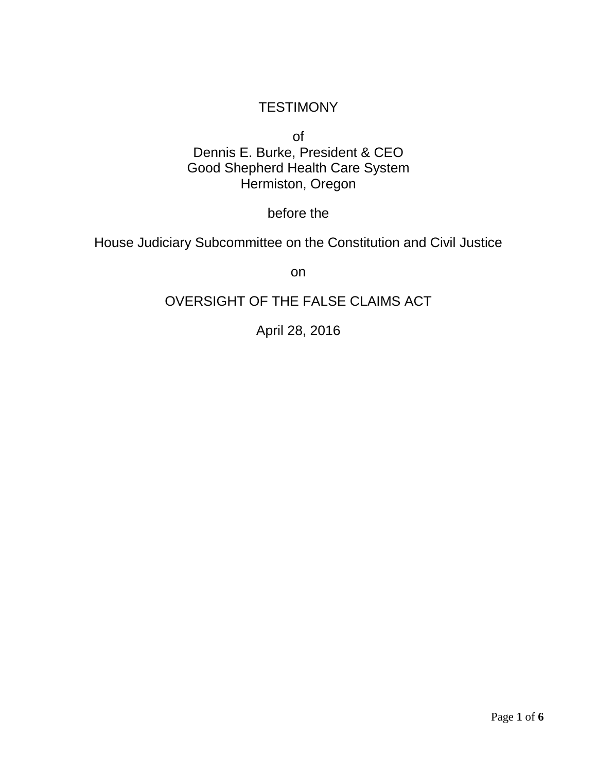# TESTIMONY

of
Dennis E. Burke, President & CEO
Good Shepherd Health Care System
Hermiston, Oregon

before the

House Judiciary Subcommittee on the Constitution and Civil Justice

on

## OVERSIGHT OF THE FALSE CLAIMS ACT

April 28, 2016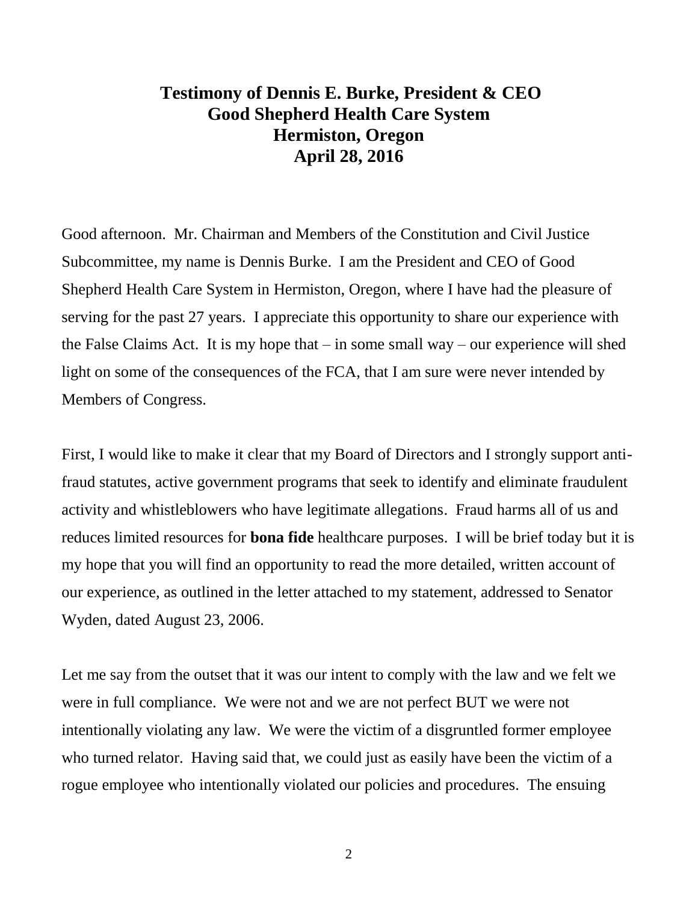# Testimony of Dennis E. Burke, President & CEO
# Good Shepherd Health Care System
# Hermiston, Oregon
# April 28, 2016

Good afternoon. Mr. Chairman and Members of the Constitution and Civil Justice Subcommittee, my name is Dennis Burke. I am the President and CEO of Good Shepherd Health Care System in Hermiston, Oregon, where I have had the pleasure of serving for the past 27 years. I appreciate this opportunity to share our experience with the False Claims Act. It is my hope that – in some small way – our experience will shed light on some of the consequences of the FCA, that I am sure were never intended by Members of Congress.

First, I would like to make it clear that my Board of Directors and I strongly support anti-fraud statutes, active government programs that seek to identify and eliminate fraudulent activity and whistleblowers who have legitimate allegations. Fraud harms all of us and reduces limited resources for **bona fide** healthcare purposes. I will be brief today but it is my hope that you will find an opportunity to read the more detailed, written account of our experience, as outlined in the letter attached to my statement, addressed to Senator Wyden, dated August 23, 2006.

Let me say from the outset that it was our intent to comply with the law and we felt we were in full compliance. We were not and we are not perfect BUT we were not intentionally violating any law. We were the victim of a disgruntled former employee who turned relator. Having said that, we could just as easily have been the victim of a rogue employee who intentionally violated our policies and procedures. The ensuing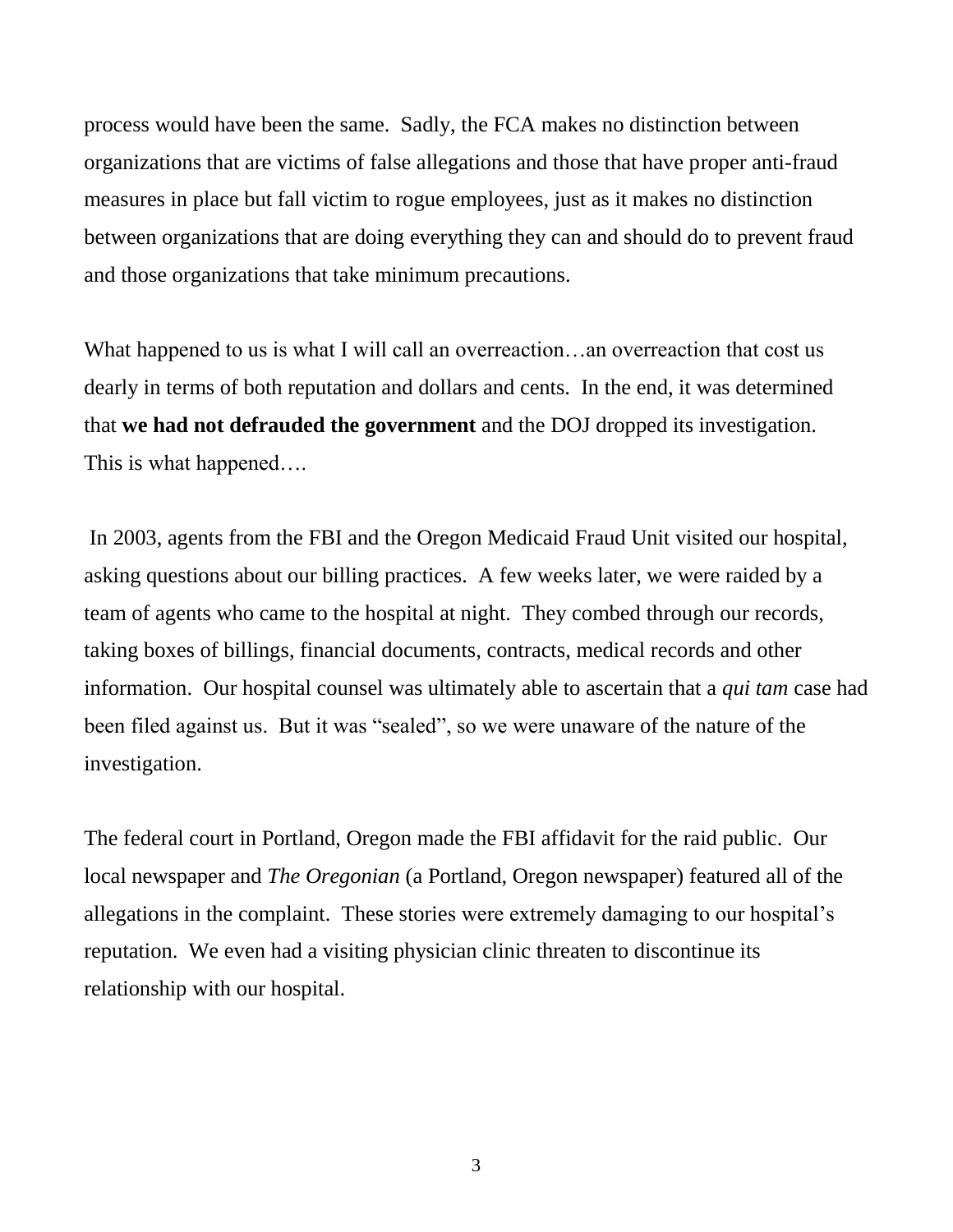process would have been the same. Sadly, the FCA makes no distinction between organizations that are victims of false allegations and those that have proper anti-fraud measures in place but fall victim to rogue employees, just as it makes no distinction between organizations that are doing everything they can and should do to prevent fraud and those organizations that take minimum precautions.

What happened to us is what I will call an overreaction…an overreaction that cost us dearly in terms of both reputation and dollars and cents. In the end, it was determined that **we had not defrauded the government** and the DOJ dropped its investigation. This is what happened….

In 2003, agents from the FBI and the Oregon Medicaid Fraud Unit visited our hospital, asking questions about our billing practices. A few weeks later, we were raided by a team of agents who came to the hospital at night. They combed through our records, taking boxes of billings, financial documents, contracts, medical records and other information. Our hospital counsel was ultimately able to ascertain that a *qui tam* case had been filed against us. But it was "sealed", so we were unaware of the nature of the investigation.

The federal court in Portland, Oregon made the FBI affidavit for the raid public. Our local newspaper and *The Oregonian* (a Portland, Oregon newspaper) featured all of the allegations in the complaint. These stories were extremely damaging to our hospital's reputation. We even had a visiting physician clinic threaten to discontinue its relationship with our hospital.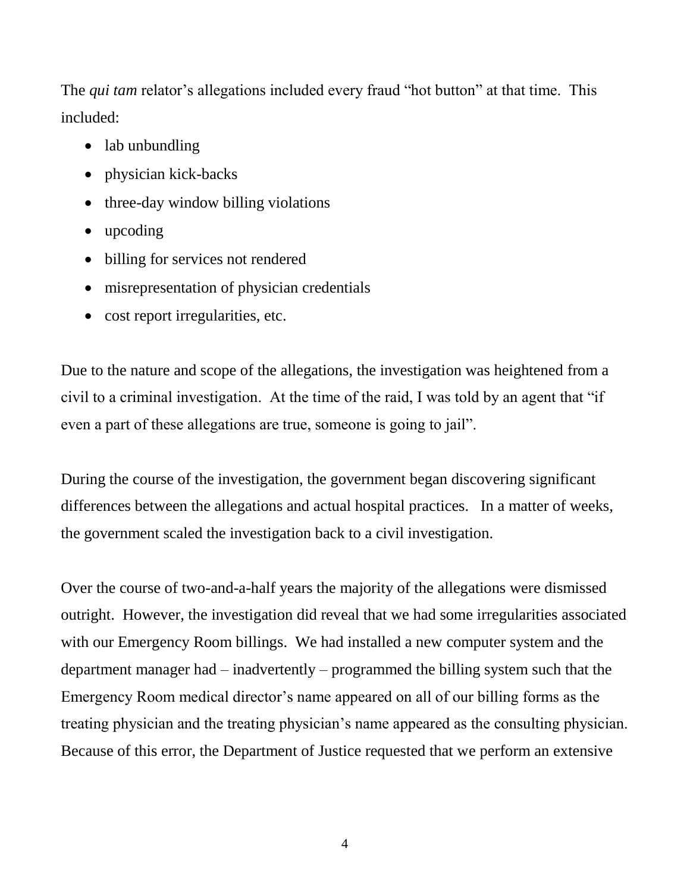The *qui tam* relator's allegations included every fraud "hot button" at that time. This included:

- lab unbundling
- physician kick-backs
- three-day window billing violations
- upcoding
- billing for services not rendered
- misrepresentation of physician credentials
- cost report irregularities, etc.

Due to the nature and scope of the allegations, the investigation was heightened from a civil to a criminal investigation. At the time of the raid, I was told by an agent that "if even a part of these allegations are true, someone is going to jail".

During the course of the investigation, the government began discovering significant differences between the allegations and actual hospital practices. In a matter of weeks, the government scaled the investigation back to a civil investigation.

Over the course of two-and-a-half years the majority of the allegations were dismissed outright. However, the investigation did reveal that we had some irregularities associated with our Emergency Room billings. We had installed a new computer system and the department manager had – inadvertently – programmed the billing system such that the Emergency Room medical director's name appeared on all of our billing forms as the treating physician and the treating physician's name appeared as the consulting physician. Because of this error, the Department of Justice requested that we perform an extensive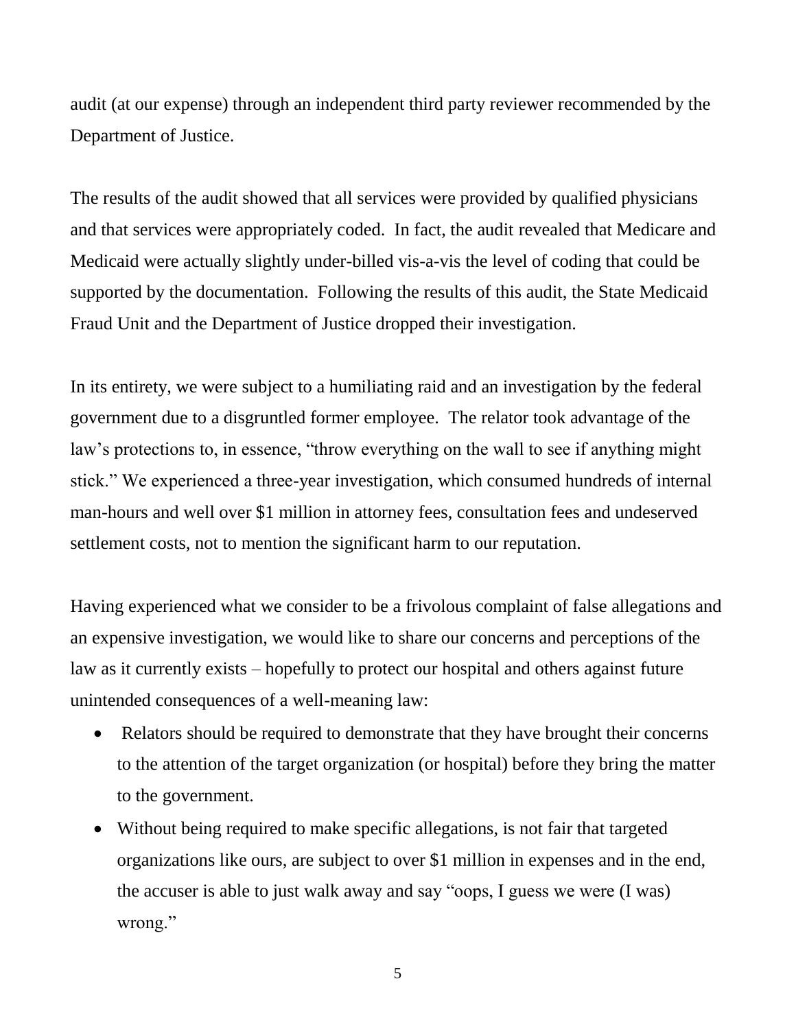audit (at our expense) through an independent third party reviewer recommended by the Department of Justice.

The results of the audit showed that all services were provided by qualified physicians and that services were appropriately coded. In fact, the audit revealed that Medicare and Medicaid were actually slightly under-billed vis-a-vis the level of coding that could be supported by the documentation. Following the results of this audit, the State Medicaid Fraud Unit and the Department of Justice dropped their investigation.

In its entirety, we were subject to a humiliating raid and an investigation by the federal government due to a disgruntled former employee. The relator took advantage of the law's protections to, in essence, "throw everything on the wall to see if anything might stick." We experienced a three-year investigation, which consumed hundreds of internal man-hours and well over $1 million in attorney fees, consultation fees and undeserved settlement costs, not to mention the significant harm to our reputation.

Having experienced what we consider to be a frivolous complaint of false allegations and an expensive investigation, we would like to share our concerns and perceptions of the law as it currently exists – hopefully to protect our hospital and others against future unintended consequences of a well-meaning law:

- Relators should be required to demonstrate that they have brought their concerns to the attention of the target organization (or hospital) before they bring the matter to the government.
- Without being required to make specific allegations, is not fair that targeted organizations like ours, are subject to over $1 million in expenses and in the end, the accuser is able to just walk away and say "oops, I guess we were (I was) wrong."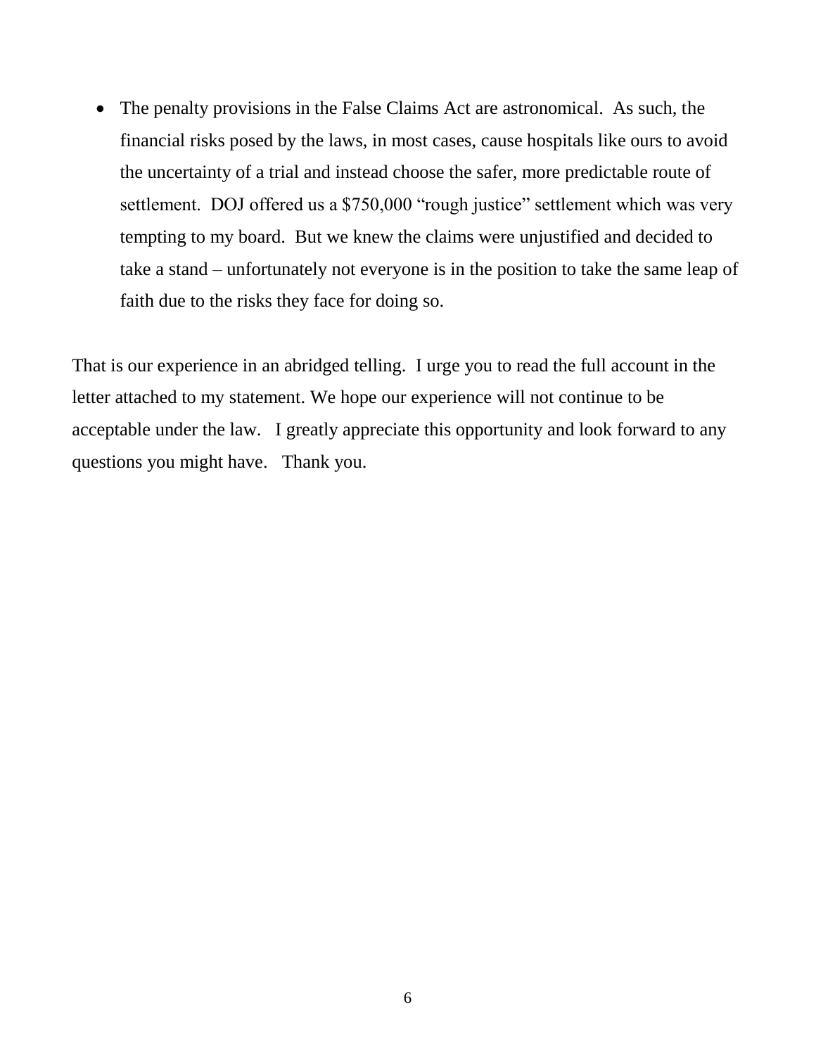- The penalty provisions in the False Claims Act are astronomical. As such, the financial risks posed by the laws, in most cases, cause hospitals like ours to avoid the uncertainty of a trial and instead choose the safer, more predictable route of settlement. DOJ offered us a $750,000 "rough justice" settlement which was very tempting to my board. But we knew the claims were unjustified and decided to take a stand – unfortunately not everyone is in the position to take the same leap of faith due to the risks they face for doing so.

That is our experience in an abridged telling. I urge you to read the full account in the letter attached to my statement. We hope our experience will not continue to be acceptable under the law. I greatly appreciate this opportunity and look forward to any questions you might have. Thank you.